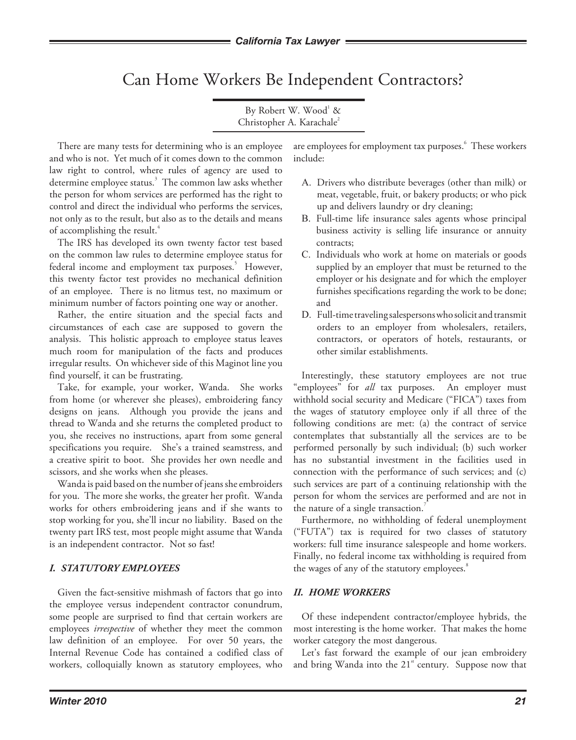# Can Home Workers Be Independent Contractors?

By Robert W. Wood[1] & Christopher A. Karachale[2]

There are many tests for determining who is an employee and who is not. Yet much of it comes down to the common law right to control, where rules of agency are used to determine employee status.[3] The common law asks whether the person for whom services are performed has the right to control and direct the individual who performs the services, not only as to the result, but also as to the details and means of accomplishing the result.[4]

The IRS has developed its own twenty factor test based on the common law rules to determine employee status for federal income and employment tax purposes.[5] However, this twenty factor test provides no mechanical definition of an employee. There is no litmus test, no maximum or minimum number of factors pointing one way or another.

Rather, the entire situation and the special facts and circumstances of each case are supposed to govern the analysis. This holistic approach to employee status leaves much room for manipulation of the facts and produces irregular results. On whichever side of this Maginot line you find yourself, it can be frustrating.

Take, for example, your worker, Wanda. She works from home (or wherever she pleases), embroidering fancy designs on jeans. Although you provide the jeans and thread to Wanda and she returns the completed product to you, she receives no instructions, apart from some general specifications you require. She's a trained seamstress, and a creative spirit to boot. She provides her own needle and scissors, and she works when she pleases.

Wanda is paid based on the number of jeans she embroiders for you. The more she works, the greater her profit. Wanda works for others embroidering jeans and if she wants to stop working for you, she'll incur no liability. Based on the twenty part IRS test, most people might assume that Wanda is an independent contractor. Not so fast!

## *I. STATUTORY EMPLOYEES*

Given the fact-sensitive mishmash of factors that go into the employee versus independent contractor conundrum, some people are surprised to find that certain workers are employees *irrespective* of whether they meet the common law definition of an employee. For over 50 years, the Internal Revenue Code has contained a codified class of workers, colloquially known as statutory employees, who are employees for employment tax purposes.[6] These workers include:

A. Drivers who distribute beverages (other than milk) or meat, vegetable, fruit, or bakery products; or who pick up and delivers laundry or dry cleaning;

B. Full-time life insurance sales agents whose principal business activity is selling life insurance or annuity contracts;

C. Individuals who work at home on materials or goods supplied by an employer that must be returned to the employer or his designate and for which the employer furnishes specifications regarding the work to be done; and

D. Full-time traveling salespersons who solicit and transmit orders to an employer from wholesalers, retailers, contractors, or operators of hotels, restaurants, or other similar establishments.

Interestingly, these statutory employees are not true "employees" for *all* tax purposes. An employer must withhold social security and Medicare ("FICA") taxes from the wages of statutory employee only if all three of the following conditions are met: (a) the contract of service contemplates that substantially all the services are to be performed personally by such individual; (b) such worker has no substantial investment in the facilities used in connection with the performance of such services; and (c) such services are part of a continuing relationship with the person for whom the services are performed and are not in the nature of a single transaction.[7]

Furthermore, no withholding of federal unemployment ("FUTA") tax is required for two classes of statutory workers: full time insurance salespeople and home workers. Finally, no federal income tax withholding is required from the wages of any of the statutory employees.[8]

## *II. HOME WORKERS*

Of these independent contractor/employee hybrids, the most interesting is the home worker. That makes the home worker category the most dangerous.

Let's fast forward the example of our jean embroidery and bring Wanda into the 21st century. Suppose now that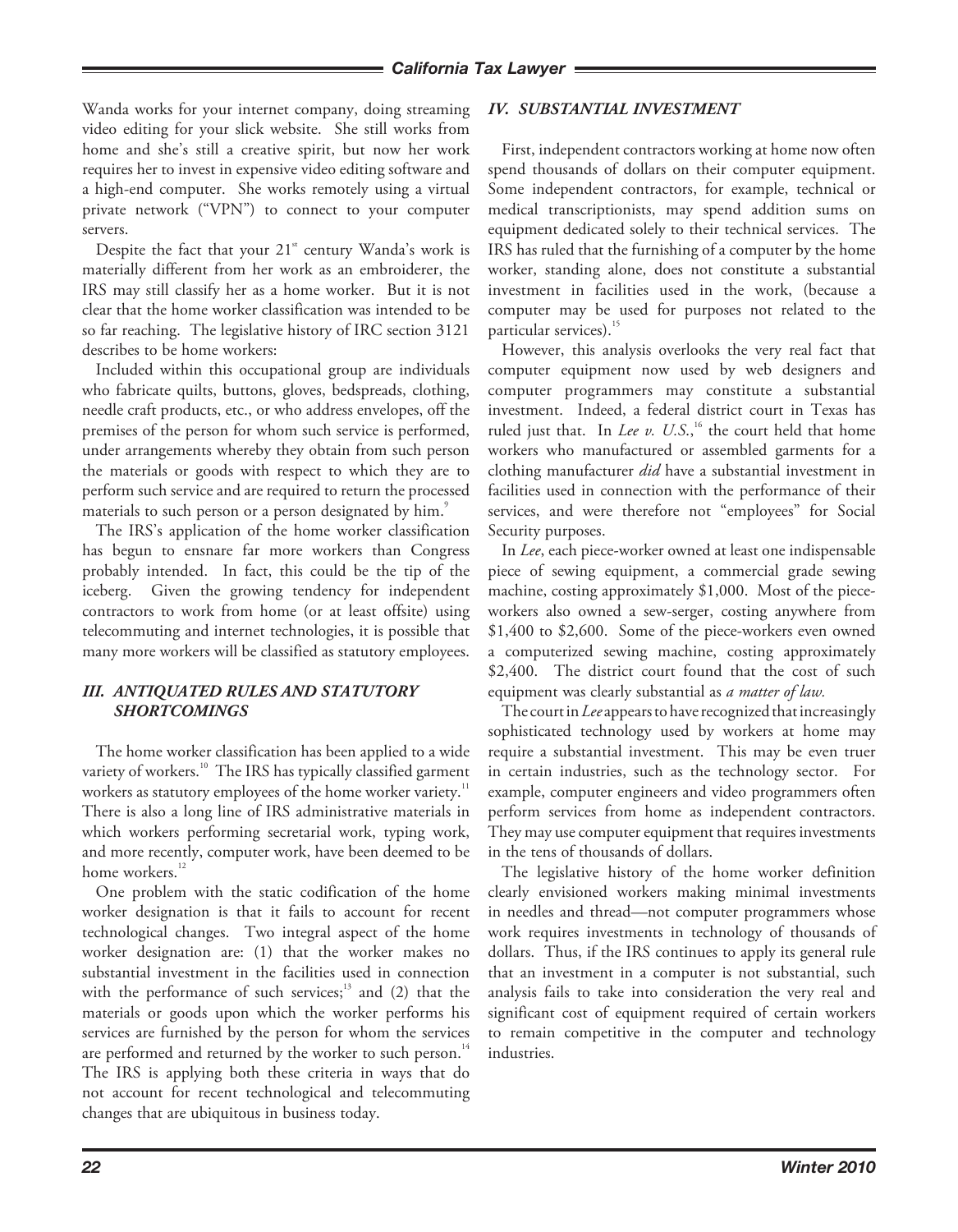Wanda works for your internet company, doing streaming video editing for your slick website. She still works from home and she's still a creative spirit, but now her work requires her to invest in expensive video editing software and a high-end computer. She works remotely using a virtual private network ("VPN") to connect to your computer servers.

Despite the fact that your 21st century Wanda's work is materially different from her work as an embroiderer, the IRS may still classify her as a home worker. But it is not clear that the home worker classification was intended to be so far reaching. The legislative history of IRC section 3121 describes to be home workers:

Included within this occupational group are individuals who fabricate quilts, buttons, gloves, bedspreads, clothing, needle craft products, etc., or who address envelopes, off the premises of the person for whom such service is performed, under arrangements whereby they obtain from such person the materials or goods with respect to which they are to perform such service and are required to return the processed materials to such person or a person designated by him.[9]

The IRS's application of the home worker classification has begun to ensnare far more workers than Congress probably intended. In fact, this could be the tip of the iceberg. Given the growing tendency for independent contractors to work from home (or at least offsite) using telecommuting and internet technologies, it is possible that many more workers will be classified as statutory employees.

### *III. ANTIQUATED RULES AND STATUTORY SHORTCOMINGS*

The home worker classification has been applied to a wide variety of workers.[10] The IRS has typically classified garment workers as statutory employees of the home worker variety.[11] There is also a long line of IRS administrative materials in which workers performing secretarial work, typing work, and more recently, computer work, have been deemed to be home workers.[12]

One problem with the static codification of the home worker designation is that it fails to account for recent technological changes. Two integral aspect of the home worker designation are: (1) that the worker makes no substantial investment in the facilities used in connection with the performance of such services;[13] and (2) that the materials or goods upon which the worker performs his services are furnished by the person for whom the services are performed and returned by the worker to such person.[14] The IRS is applying both these criteria in ways that do not account for recent technological and telecommuting changes that are ubiquitous in business today.

### *IV. SUBSTANTIAL INVESTMENT*

First, independent contractors working at home now often spend thousands of dollars on their computer equipment. Some independent contractors, for example, technical or medical transcriptionists, may spend addition sums on equipment dedicated solely to their technical services. The IRS has ruled that the furnishing of a computer by the home worker, standing alone, does not constitute a substantial investment in facilities used in the work, (because a computer may be used for purposes not related to the particular services).[15]

However, this analysis overlooks the very real fact that computer equipment now used by web designers and computer programmers may constitute a substantial investment. Indeed, a federal district court in Texas has ruled just that. In *Lee v. U.S.*,[16] the court held that home workers who manufactured or assembled garments for a clothing manufacturer *did* have a substantial investment in facilities used in connection with the performance of their services, and were therefore not "employees" for Social Security purposes.

In *Lee*, each piece-worker owned at least one indispensable piece of sewing equipment, a commercial grade sewing machine, costing approximately $1,000. Most of the piece-workers also owned a sew-serger, costing anywhere from $1,400 to $2,600. Some of the piece-workers even owned a computerized sewing machine, costing approximately $2,400. The district court found that the cost of such equipment was clearly substantial as *a matter of law.*

The court in *Lee* appears to have recognized that increasingly sophisticated technology used by workers at home may require a substantial investment. This may be even truer in certain industries, such as the technology sector. For example, computer engineers and video programmers often perform services from home as independent contractors. They may use computer equipment that requires investments in the tens of thousands of dollars.

The legislative history of the home worker definition clearly envisioned workers making minimal investments in needles and thread—not computer programmers whose work requires investments in technology of thousands of dollars. Thus, if the IRS continues to apply its general rule that an investment in a computer is not substantial, such analysis fails to take into consideration the very real and significant cost of equipment required of certain workers to remain competitive in the computer and technology industries.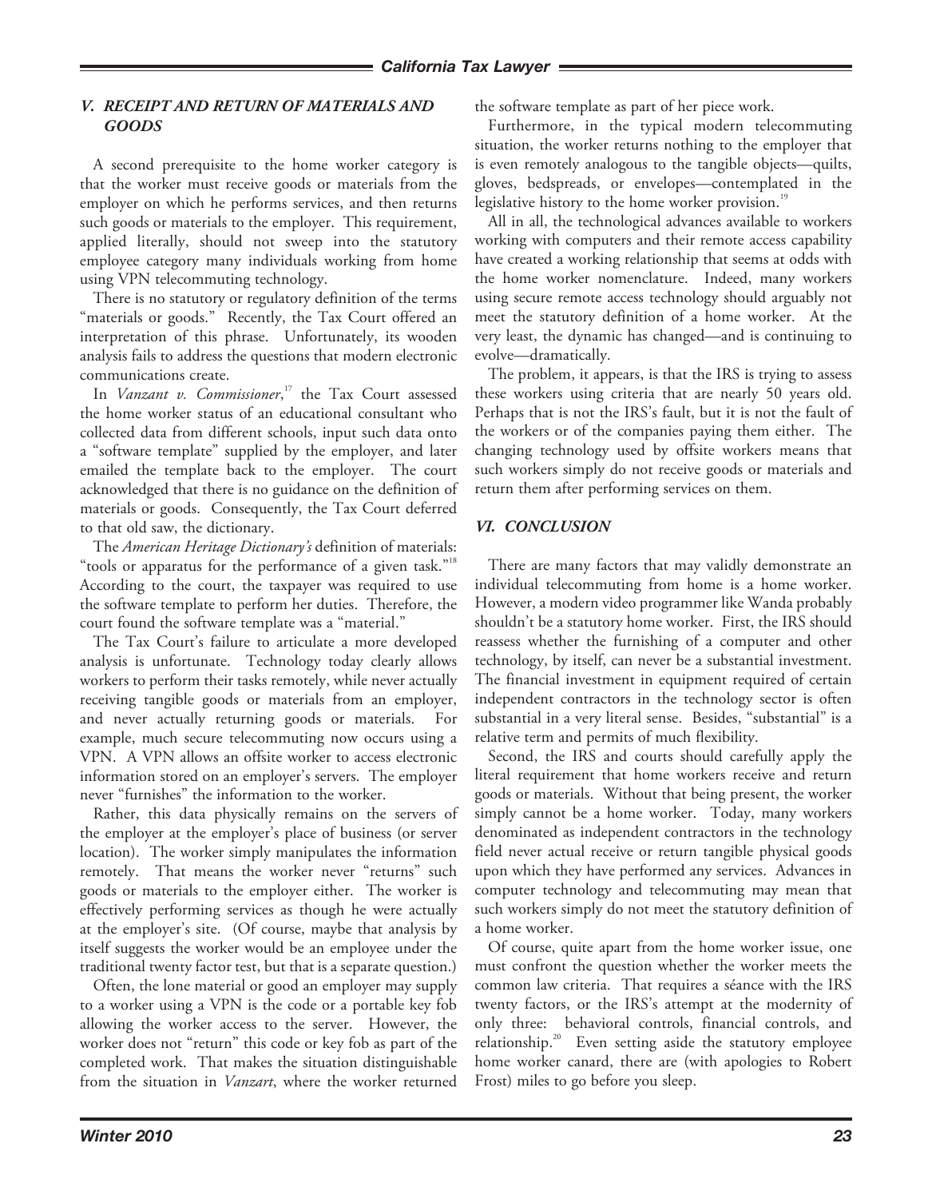## *V. RECEIPT AND RETURN OF MATERIALS AND GOODS*

A second prerequisite to the home worker category is that the worker must receive goods or materials from the employer on which he performs services, and then returns such goods or materials to the employer. This requirement, applied literally, should not sweep into the statutory employee category many individuals working from home using VPN telecommuting technology.

There is no statutory or regulatory definition of the terms "materials or goods." Recently, the Tax Court offered an interpretation of this phrase. Unfortunately, its wooden analysis fails to address the questions that modern electronic communications create.

In *Vanzant v. Commissioner*,[17] the Tax Court assessed the home worker status of an educational consultant who collected data from different schools, input such data onto a "software template" supplied by the employer, and later emailed the template back to the employer. The court acknowledged that there is no guidance on the definition of materials or goods. Consequently, the Tax Court deferred to that old saw, the dictionary.

The *American Heritage Dictionary's* definition of materials: "tools or apparatus for the performance of a given task."[18] According to the court, the taxpayer was required to use the software template to perform her duties. Therefore, the court found the software template was a "material."

The Tax Court's failure to articulate a more developed analysis is unfortunate. Technology today clearly allows workers to perform their tasks remotely, while never actually receiving tangible goods or materials from an employer, and never actually returning goods or materials. For example, much secure telecommuting now occurs using a VPN. A VPN allows an offsite worker to access electronic information stored on an employer's servers. The employer never "furnishes" the information to the worker.

Rather, this data physically remains on the servers of the employer at the employer's place of business (or server location). The worker simply manipulates the information remotely. That means the worker never "returns" such goods or materials to the employer either. The worker is effectively performing services as though he were actually at the employer's site. (Of course, maybe that analysis by itself suggests the worker would be an employee under the traditional twenty factor test, but that is a separate question.)

Often, the lone material or good an employer may supply to a worker using a VPN is the code or a portable key fob allowing the worker access to the server. However, the worker does not "return" this code or key fob as part of the completed work. That makes the situation distinguishable from the situation in *Vanzart*, where the worker returned the software template as part of her piece work.

Furthermore, in the typical modern telecommuting situation, the worker returns nothing to the employer that is even remotely analogous to the tangible objects—quilts, gloves, bedspreads, or envelopes—contemplated in the legislative history to the home worker provision.[19]

All in all, the technological advances available to workers working with computers and their remote access capability have created a working relationship that seems at odds with the home worker nomenclature. Indeed, many workers using secure remote access technology should arguably not meet the statutory definition of a home worker. At the very least, the dynamic has changed—and is continuing to evolve—dramatically.

The problem, it appears, is that the IRS is trying to assess these workers using criteria that are nearly 50 years old. Perhaps that is not the IRS's fault, but it is not the fault of the workers or of the companies paying them either. The changing technology used by offsite workers means that such workers simply do not receive goods or materials and return them after performing services on them.

## *VI. CONCLUSION*

There are many factors that may validly demonstrate an individual telecommuting from home is a home worker. However, a modern video programmer like Wanda probably shouldn't be a statutory home worker. First, the IRS should reassess whether the furnishing of a computer and other technology, by itself, can never be a substantial investment. The financial investment in equipment required of certain independent contractors in the technology sector is often substantial in a very literal sense. Besides, "substantial" is a relative term and permits of much flexibility.

Second, the IRS and courts should carefully apply the literal requirement that home workers receive and return goods or materials. Without that being present, the worker simply cannot be a home worker. Today, many workers denominated as independent contractors in the technology field never actual receive or return tangible physical goods upon which they have performed any services. Advances in computer technology and telecommuting may mean that such workers simply do not meet the statutory definition of a home worker.

Of course, quite apart from the home worker issue, one must confront the question whether the worker meets the common law criteria. That requires a séance with the IRS twenty factors, or the IRS's attempt at the modernity of only three: behavioral controls, financial controls, and relationship.[20] Even setting aside the statutory employee home worker canard, there are (with apologies to Robert Frost) miles to go before you sleep.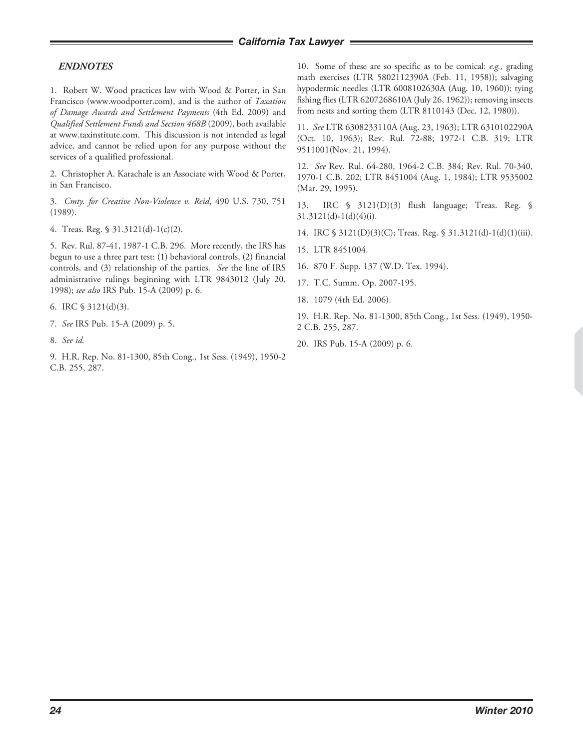## *ENDNOTES*

1. Robert W. Wood practices law with Wood & Porter, in San Francisco (www.woodporter.com), and is the author of *Taxation of Damage Awards and Settlement Payments* (4th Ed. 2009) and *Qualified Settlement Funds and Section 468B* (2009), both available at www.taxinstitute.com. This discussion is not intended as legal advice, and cannot be relied upon for any purpose without the services of a qualified professional.

2. Christopher A. Karachale is an Associate with Wood & Porter, in San Francisco.

3. *Cmty. for Creative Non-Violence v. Reid*, 490 U.S. 730, 751 (1989).

4. Treas. Reg. § 31.3121(d)-1(c)(2).

5. Rev. Rul. 87-41, 1987-1 C.B. 296. More recently, the IRS has begun to use a three part test: (1) behavioral controls, (2) financial controls, and (3) relationship of the parties. *See* the line of IRS administrative rulings beginning with LTR 9843012 (July 20, 1998); *see also* IRS Pub. 15-A (2009) p. 6.

6. IRC § 3121(d)(3).

7. *See* IRS Pub. 15-A (2009) p. 5.

8. *See id.*

9. H.R. Rep. No. 81-1300, 85th Cong., 1st Sess. (1949), 1950-2 C.B. 255, 287.

10. Some of these are so specific as to be comical: *e.g.,* grading math exercises (LTR 5802112390A (Feb. 11, 1958)); salvaging hypodermic needles (LTR 6008102630A (Aug. 10, 1960)); tying fishing flies (LTR 6207268610A (July 26, 1962)); removing insects from nests and sorting them (LTR 8110143 (Dec. 12, 1980)).

11. *See* LTR 6308233110A (Aug. 23, 1963); LTR 6310102290A (Oct. 10, 1963); Rev. Rul. 72-88; 1972-1 C.B. 319; LTR 9511001(Nov. 21, 1994).

12. *See* Rev. Rul. 64-280, 1964-2 C.B. 384; Rev. Rul. 70-340, 1970-1 C.B. 202; LTR 8451004 (Aug. 1, 1984); LTR 9535002 (Mar. 29, 1995).

13. IRC § 3121(D)(3) flush language; Treas. Reg. § 31.3121(d)-1(d)(4)(i).

14. IRC § 3121(D)(3)(C); Treas. Reg. § 31.3121(d)-1(d)(1)(iii).

15. LTR 8451004.

16. 870 F. Supp. 137 (W.D. Tex. 1994).

17. T.C. Summ. Op. 2007-195.

18. 1079 (4th Ed. 2006).

19. H.R. Rep. No. 81-1300, 85th Cong., 1st Sess. (1949), 1950-2 C.B. 255, 287.

20. IRS Pub. 15-A (2009) p. 6.